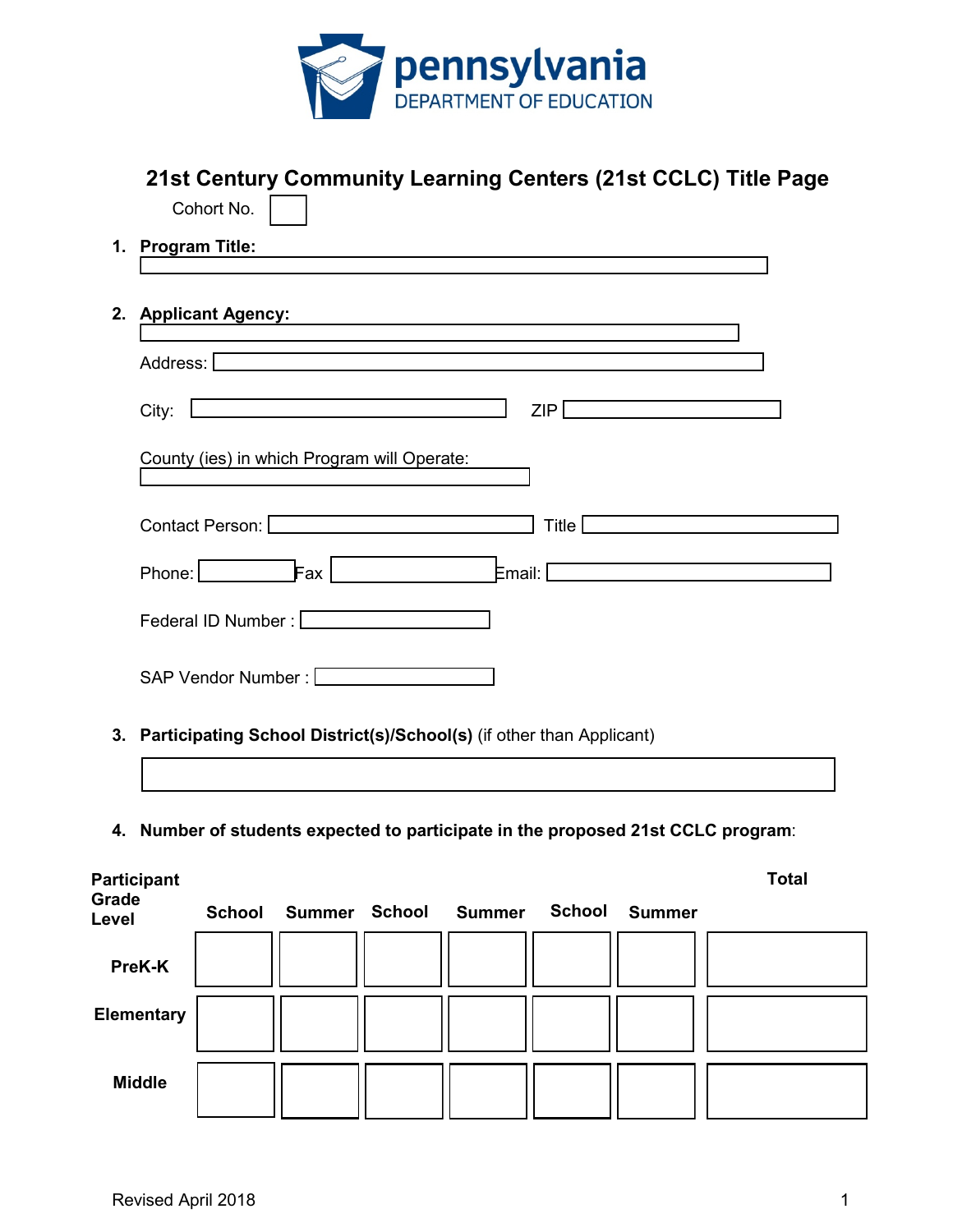pennsylvania
DEPARTMENT OF EDUCATION

# 21st Century Community Learning Centers (21st CCLC) Title Page

Cohort No.

1. **Program Title:**

2. **Applicant Agency:**

   Address:

   City: ZIP

   County (ies) in which Program will Operate:

   Contact Person: Title

   Phone: Fax Email:

   Federal ID Number :

   SAP Vendor Number :

3. **Participating School District(s)/School(s)** (if other than Applicant)

4. **Number of students expected to participate in the proposed 21st CCLC program**:

| Participant Grade Level | School | Summer | School | Summer | School | Summer | Total |
|---|---|---|---|---|---|---|---|
| PreK-K | | | | | | | |
| Elementary | | | | | | | |
| Middle | | | | | | | |

Revised April 2018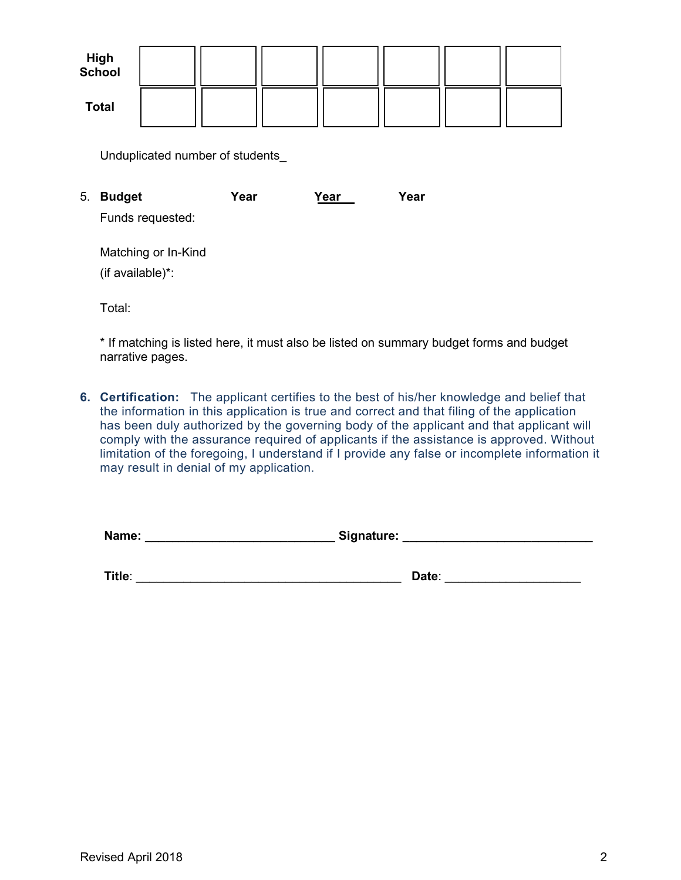| | | | | | | | |
|---|---|---|---|---|---|---|---|
| **High School** | | | | | | | |
| **Total** | | | | | | | |

Unduplicated number of students_

5. **Budget** **Year** **Year__** **Year**

   Funds requested:

   Matching or In-Kind
   (if available)*:

   Total:

   * If matching is listed here, it must also be listed on summary budget forms and budget narrative pages.

6. **Certification:** The applicant certifies to the best of his/her knowledge and belief that the information in this application is true and correct and that filing of the application has been duly authorized by the governing body of the applicant and that applicant will comply with the assurance required of applicants if the assistance is approved. Without limitation of the foregoing, I understand if I provide any false or incomplete information it may result in denial of my application.

**Name:** ____________________________ **Signature:** ____________________________

**Title**: ________________________________________ **Date**: ____________________

Revised April 2018